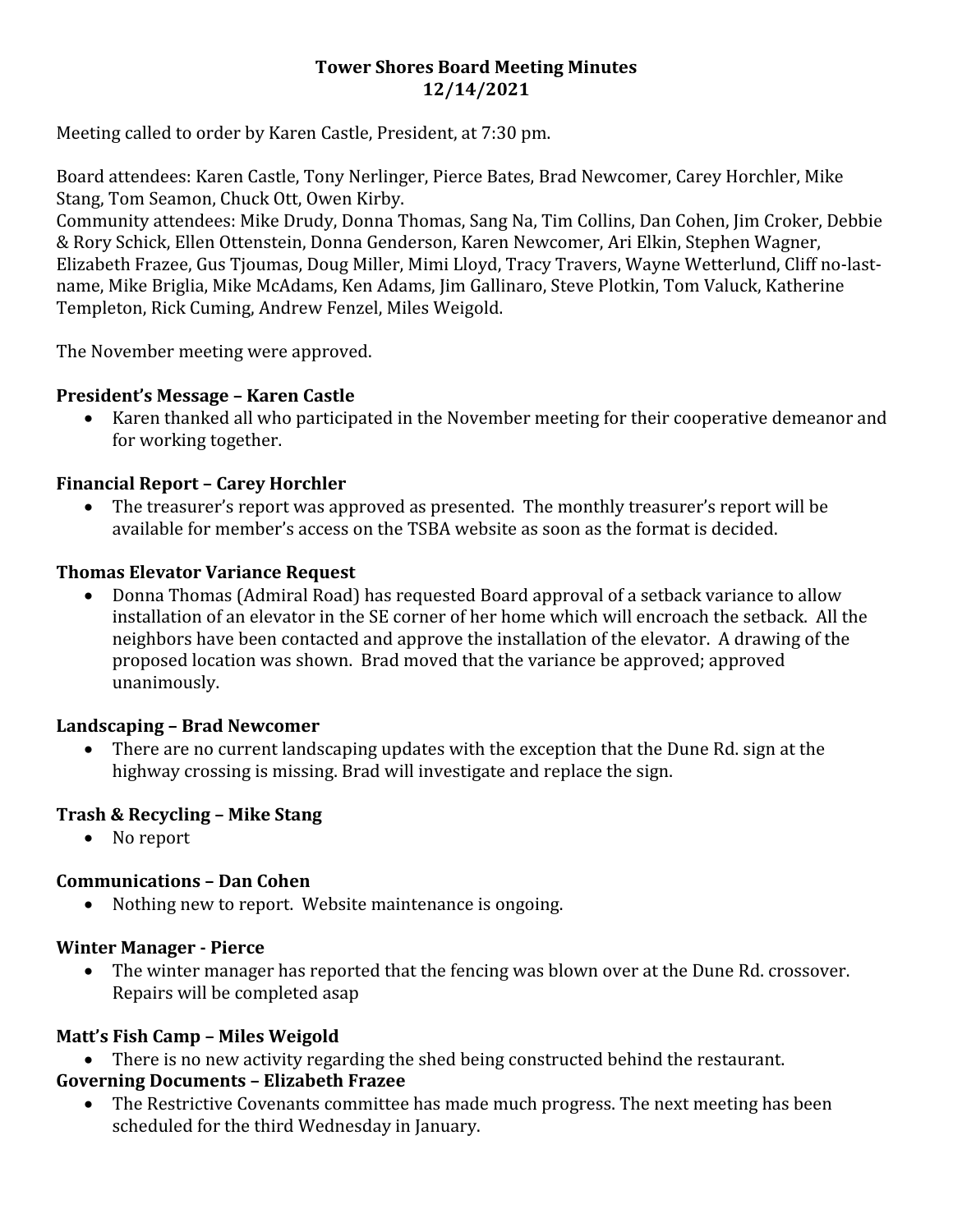# Tower Shores Board Meeting Minutes
# 12/14/2021

Meeting called to order by Karen Castle, President, at 7:30 pm.

Board attendees: Karen Castle, Tony Nerlinger, Pierce Bates, Brad Newcomer, Carey Horchler, Mike Stang, Tom Seamon, Chuck Ott, Owen Kirby.
Community attendees: Mike Drudy, Donna Thomas, Sang Na, Tim Collins, Dan Cohen, Jim Croker, Debbie & Rory Schick, Ellen Ottenstein, Donna Genderson, Karen Newcomer, Ari Elkin, Stephen Wagner, Elizabeth Frazee, Gus Tjoumas, Doug Miller, Mimi Lloyd, Tracy Travers, Wayne Wetterlund, Cliff no-last-name, Mike Briglia, Mike McAdams, Ken Adams, Jim Gallinaro, Steve Plotkin, Tom Valuck, Katherine Templeton, Rick Cuming, Andrew Fenzel, Miles Weigold.

The November meeting were approved.

### President's Message – Karen Castle

- Karen thanked all who participated in the November meeting for their cooperative demeanor and for working together.

### Financial Report – Carey Horchler

- The treasurer's report was approved as presented. The monthly treasurer's report will be available for member's access on the TSBA website as soon as the format is decided.

### Thomas Elevator Variance Request

- Donna Thomas (Admiral Road) has requested Board approval of a setback variance to allow installation of an elevator in the SE corner of her home which will encroach the setback. All the neighbors have been contacted and approve the installation of the elevator. A drawing of the proposed location was shown. Brad moved that the variance be approved; approved unanimously.

### Landscaping – Brad Newcomer

- There are no current landscaping updates with the exception that the Dune Rd. sign at the highway crossing is missing. Brad will investigate and replace the sign.

### Trash & Recycling – Mike Stang

- No report

### Communications – Dan Cohen

- Nothing new to report. Website maintenance is ongoing.

### Winter Manager - Pierce

- The winter manager has reported that the fencing was blown over at the Dune Rd. crossover. Repairs will be completed asap

### Matt's Fish Camp – Miles Weigold

- There is no new activity regarding the shed being constructed behind the restaurant.

### Governing Documents – Elizabeth Frazee

- The Restrictive Covenants committee has made much progress. The next meeting has been scheduled for the third Wednesday in January.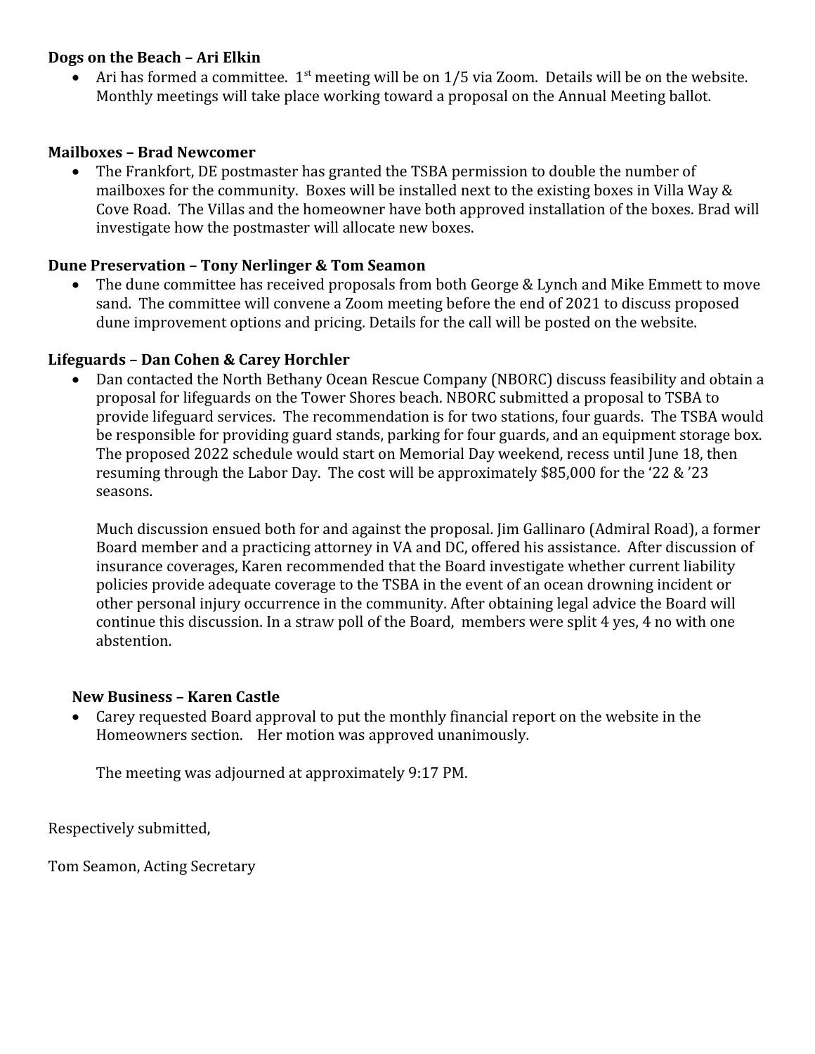**Dogs on the Beach – Ari Elkin**

- Ari has formed a committee. 1st meeting will be on 1/5 via Zoom. Details will be on the website. Monthly meetings will take place working toward a proposal on the Annual Meeting ballot.

**Mailboxes – Brad Newcomer**

- The Frankfort, DE postmaster has granted the TSBA permission to double the number of mailboxes for the community. Boxes will be installed next to the existing boxes in Villa Way & Cove Road. The Villas and the homeowner have both approved installation of the boxes. Brad will investigate how the postmaster will allocate new boxes.

**Dune Preservation – Tony Nerlinger & Tom Seamon**

- The dune committee has received proposals from both George & Lynch and Mike Emmett to move sand. The committee will convene a Zoom meeting before the end of 2021 to discuss proposed dune improvement options and pricing. Details for the call will be posted on the website.

**Lifeguards – Dan Cohen & Carey Horchler**

- Dan contacted the North Bethany Ocean Rescue Company (NBORC) discuss feasibility and obtain a proposal for lifeguards on the Tower Shores beach. NBORC submitted a proposal to TSBA to provide lifeguard services. The recommendation is for two stations, four guards. The TSBA would be responsible for providing guard stands, parking for four guards, and an equipment storage box. The proposed 2022 schedule would start on Memorial Day weekend, recess until June 18, then resuming through the Labor Day. The cost will be approximately $85,000 for the '22 & '23 seasons.

  Much discussion ensued both for and against the proposal. Jim Gallinaro (Admiral Road), a former Board member and a practicing attorney in VA and DC, offered his assistance. After discussion of insurance coverages, Karen recommended that the Board investigate whether current liability policies provide adequate coverage to the TSBA in the event of an ocean drowning incident or other personal injury occurrence in the community. After obtaining legal advice the Board will continue this discussion. In a straw poll of the Board, members were split 4 yes, 4 no with one abstention.

**New Business – Karen Castle**

- Carey requested Board approval to put the monthly financial report on the website in the Homeowners section. Her motion was approved unanimously.

  The meeting was adjourned at approximately 9:17 PM.

Respectively submitted,

Tom Seamon, Acting Secretary